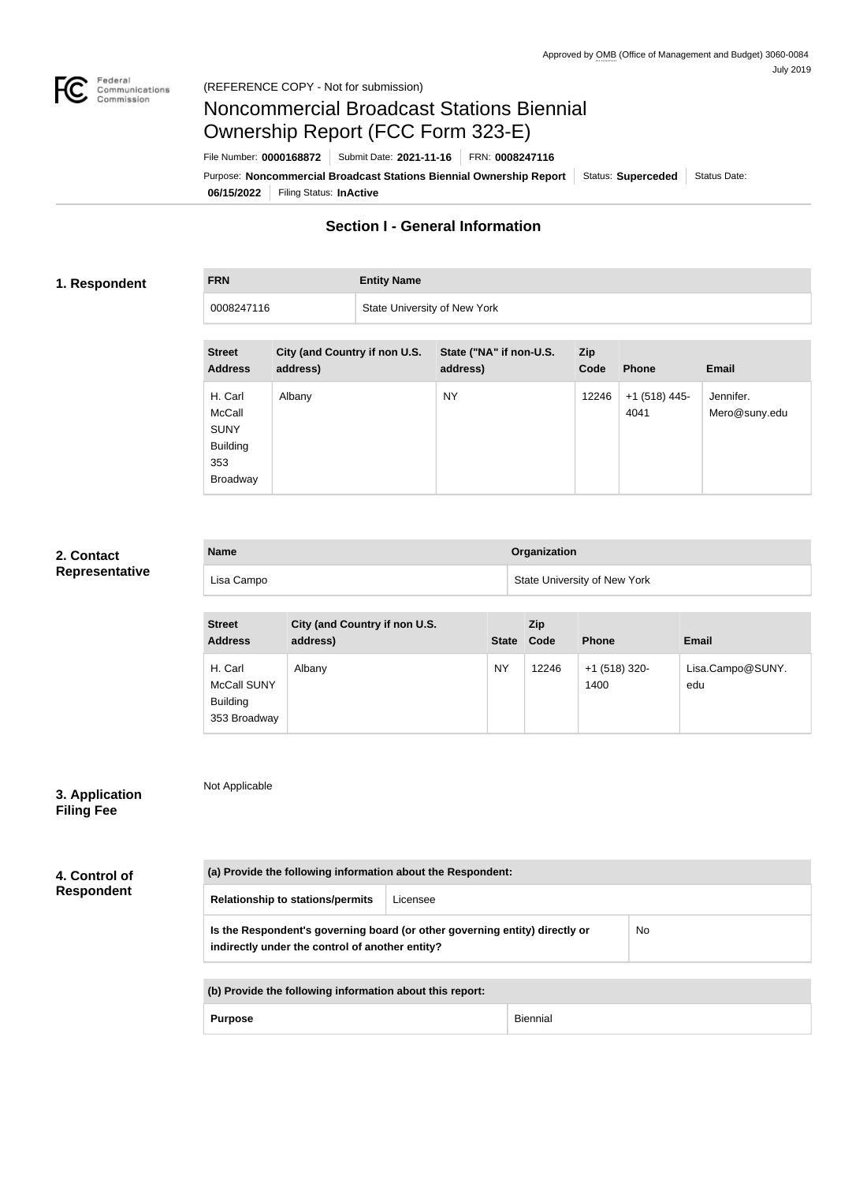Approved by OMB (Office of Management and Budget) 3060-0084
July 2019

(REFERENCE COPY - Not for submission)

# Noncommercial Broadcast Stations Biennial Ownership Report (FCC Form 323-E)

File Number: **0000168872** | Submit Date: **2021-11-16** | FRN: **0008247116**

Purpose: **Noncommercial Broadcast Stations Biennial Ownership Report** | Status: **Superceded** | Status Date: **06/15/2022** | Filing Status: **InActive**

## Section I - General Information

### 1. Respondent

| FRN | Entity Name |
|---|---|
| 0008247116 | State University of New York |

| Street Address | City (and Country if non U.S. address) | State ("NA" if non-U.S. address) | Zip Code | Phone | Email |
|---|---|---|---|---|---|
| H. Carl McCall SUNY Building 353 Broadway | Albany | NY | 12246 | +1 (518) 445-4041 | Jennifer.Mero@suny.edu |

### 2. Contact Representative

| Name | Organization |
|---|---|
| Lisa Campo | State University of New York |

| Street Address | City (and Country if non U.S. address) | State | Zip Code | Phone | Email |
|---|---|---|---|---|---|
| H. Carl McCall SUNY Building 353 Broadway | Albany | NY | 12246 | +1 (518) 320-1400 | Lisa.Campo@SUNY.edu |

### 3. Application Filing Fee

Not Applicable

### 4. Control of Respondent

| (a) Provide the following information about the Respondent: | |
|---|---|
| Relationship to stations/permits | Licensee |
| Is the Respondent's governing board (or other governing entity) directly or indirectly under the control of another entity? | No |

| (b) Provide the following information about this report: | |
|---|---|
| Purpose | Biennial |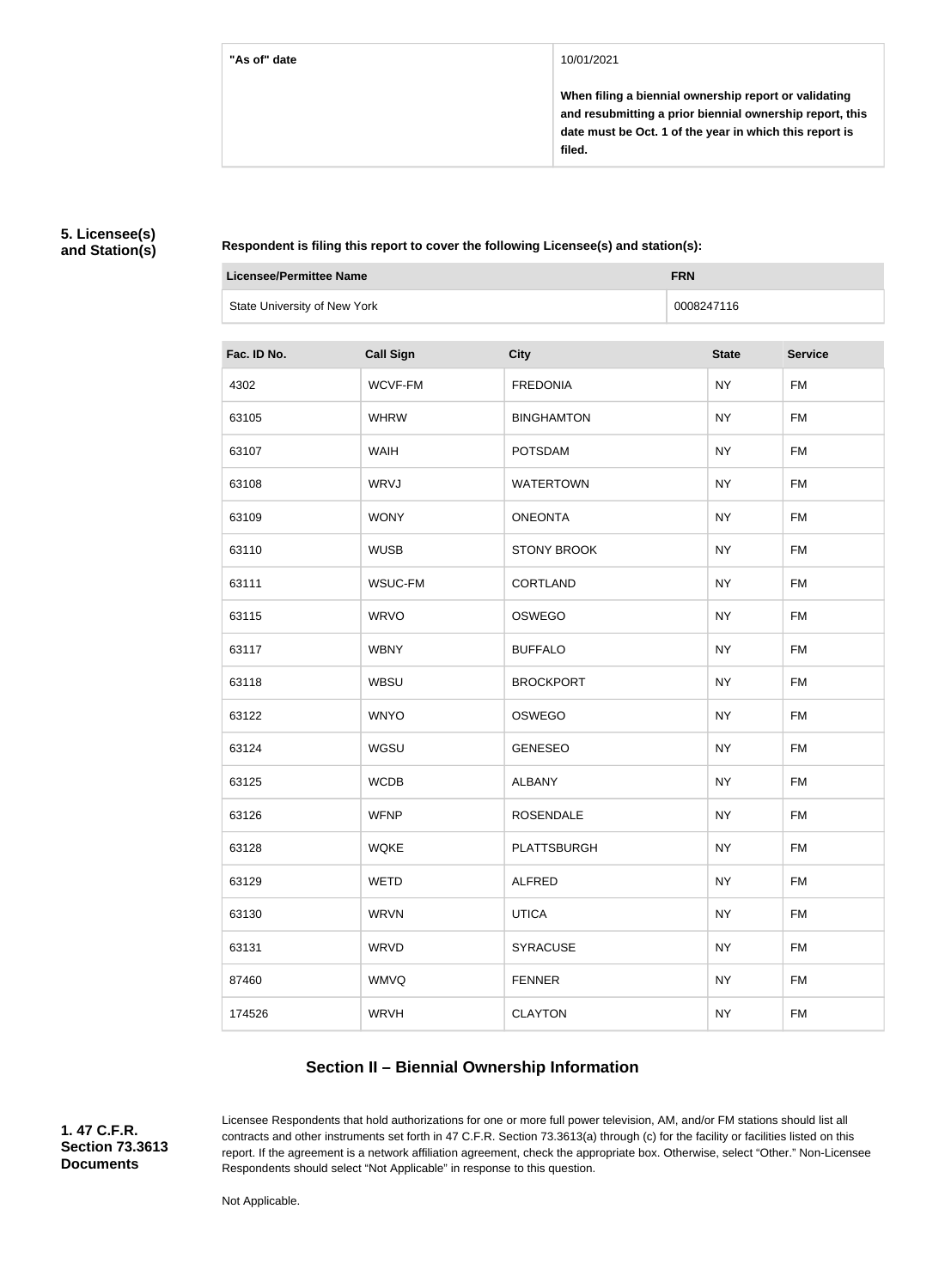| "As of" date | 10/01/2021<br><br>**When filing a biennial ownership report or validating and resubmitting a prior biennial ownership report, this date must be Oct. 1 of the year in which this report is filed.** |
| --- | --- |

**5. Licensee(s) and Station(s)**

**Respondent is filing this report to cover the following Licensee(s) and station(s):**

| Licensee/Permittee Name | FRN |
| --- | --- |
| State University of New York | 0008247116 |

| Fac. ID No. | Call Sign | City | State | Service |
| --- | --- | --- | --- | --- |
| 4302 | WCVF-FM | FREDONIA | NY | FM |
| 63105 | WHRW | BINGHAMTON | NY | FM |
| 63107 | WAIH | POTSDAM | NY | FM |
| 63108 | WRVJ | WATERTOWN | NY | FM |
| 63109 | WONY | ONEONTA | NY | FM |
| 63110 | WUSB | STONY BROOK | NY | FM |
| 63111 | WSUC-FM | CORTLAND | NY | FM |
| 63115 | WRVO | OSWEGO | NY | FM |
| 63117 | WBNY | BUFFALO | NY | FM |
| 63118 | WBSU | BROCKPORT | NY | FM |
| 63122 | WNYO | OSWEGO | NY | FM |
| 63124 | WGSU | GENESEO | NY | FM |
| 63125 | WCDB | ALBANY | NY | FM |
| 63126 | WFNP | ROSENDALE | NY | FM |
| 63128 | WQKE | PLATTSBURGH | NY | FM |
| 63129 | WETD | ALFRED | NY | FM |
| 63130 | WRVN | UTICA | NY | FM |
| 63131 | WRVD | SYRACUSE | NY | FM |
| 87460 | WMVQ | FENNER | NY | FM |
| 174526 | WRVH | CLAYTON | NY | FM |

## Section II – Biennial Ownership Information

**1. 47 C.F.R. Section 73.3613 Documents**

Licensee Respondents that hold authorizations for one or more full power television, AM, and/or FM stations should list all contracts and other instruments set forth in 47 C.F.R. Section 73.3613(a) through (c) for the facility or facilities listed on this report. If the agreement is a network affiliation agreement, check the appropriate box. Otherwise, select "Other." Non-Licensee Respondents should select "Not Applicable" in response to this question.

Not Applicable.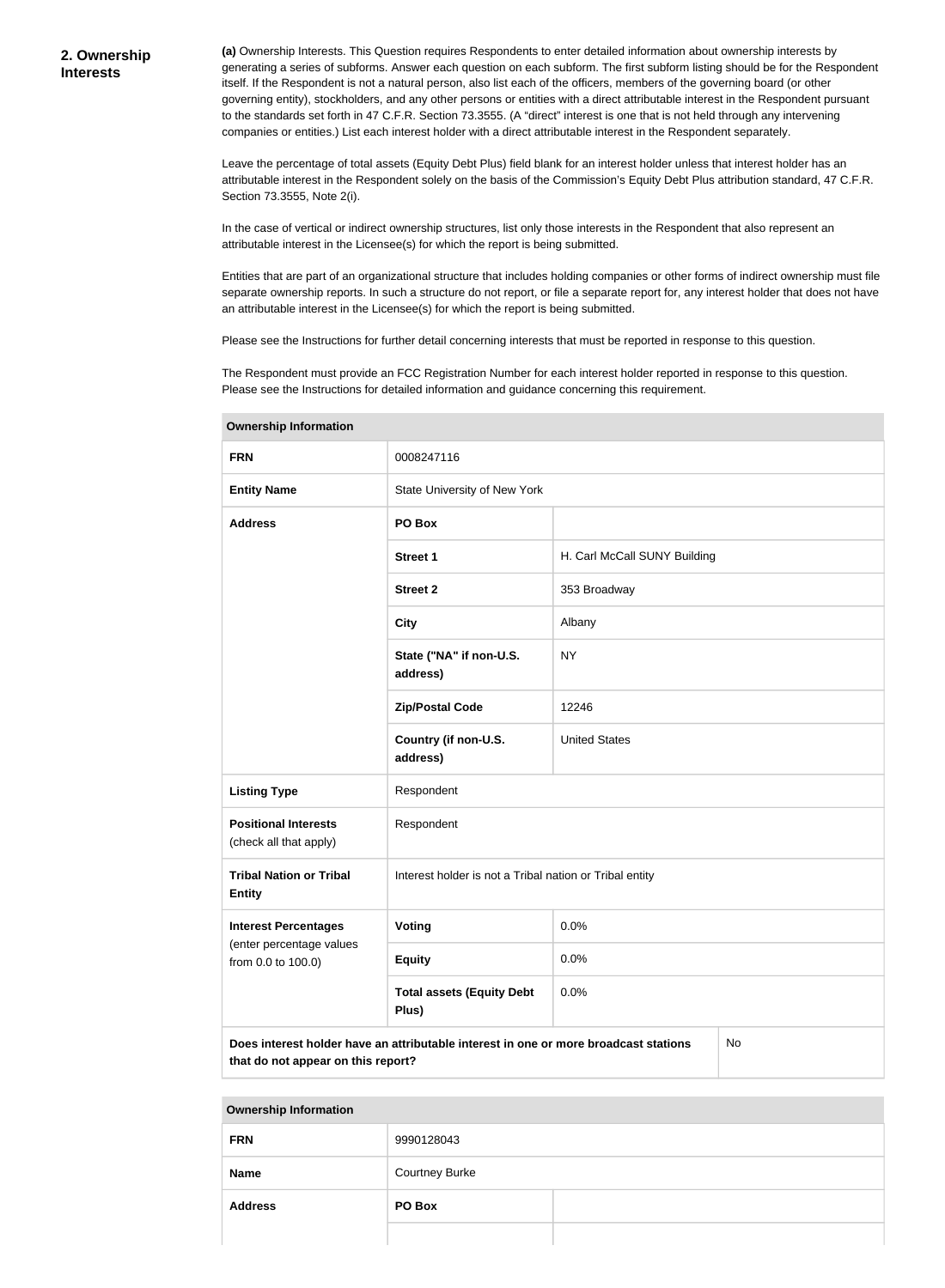**2. Ownership Interests**

**(a)** Ownership Interests. This Question requires Respondents to enter detailed information about ownership interests by generating a series of subforms. Answer each question on each subform. The first subform listing should be for the Respondent itself. If the Respondent is not a natural person, also list each of the officers, members of the governing board (or other governing entity), stockholders, and any other persons or entities with a direct attributable interest in the Respondent pursuant to the standards set forth in 47 C.F.R. Section 73.3555. (A "direct" interest is one that is not held through any intervening companies or entities.) List each interest holder with a direct attributable interest in the Respondent separately.

Leave the percentage of total assets (Equity Debt Plus) field blank for an interest holder unless that interest holder has an attributable interest in the Respondent solely on the basis of the Commission's Equity Debt Plus attribution standard, 47 C.F.R. Section 73.3555, Note 2(i).

In the case of vertical or indirect ownership structures, list only those interests in the Respondent that also represent an attributable interest in the Licensee(s) for which the report is being submitted.

Entities that are part of an organizational structure that includes holding companies or other forms of indirect ownership must file separate ownership reports. In such a structure do not report, or file a separate report for, any interest holder that does not have an attributable interest in the Licensee(s) for which the report is being submitted.

Please see the Instructions for further detail concerning interests that must be reported in response to this question.

The Respondent must provide an FCC Registration Number for each interest holder reported in response to this question. Please see the Instructions for detailed information and guidance concerning this requirement.

| Ownership Information | | |
|---|---|---|
| **FRN** | 0008247116 | |
| **Entity Name** | State University of New York | |
| **Address** | **PO Box** | |
| | **Street 1** | H. Carl McCall SUNY Building |
| | **Street 2** | 353 Broadway |
| | **City** | Albany |
| | **State ("NA" if non-U.S. address)** | NY |
| | **Zip/Postal Code** | 12246 |
| | **Country (if non-U.S. address)** | United States |
| **Listing Type** | Respondent | |
| **Positional Interests** (check all that apply) | Respondent | |
| **Tribal Nation or Tribal Entity** | Interest holder is not a Tribal nation or Tribal entity | |
| **Interest Percentages** (enter percentage values from 0.0 to 100.0) | **Voting** | 0.0% |
| | **Equity** | 0.0% |
| | **Total assets (Equity Debt Plus)** | 0.0% |
| **Does interest holder have an attributable interest in one or more broadcast stations that do not appear on this report?** | | No |

| Ownership Information | | |
|---|---|---|
| **FRN** | 9990128043 | |
| **Name** | Courtney Burke | |
| **Address** | **PO Box** | |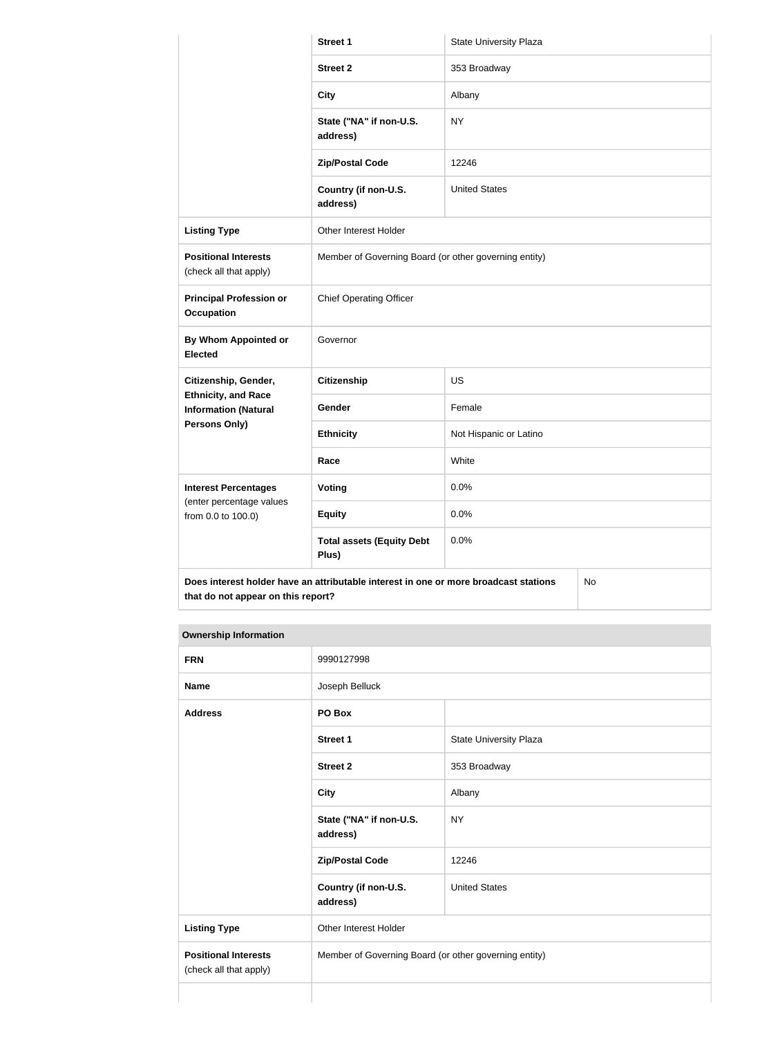| | | |
|---|---|---|
| | **Street 1** | State University Plaza |
| | **Street 2** | 353 Broadway |
| | **City** | Albany |
| | **State ("NA" if non-U.S. address)** | NY |
| | **Zip/Postal Code** | 12246 |
| | **Country (if non-U.S. address)** | United States |
| **Listing Type** | Other Interest Holder | |
| **Positional Interests** (check all that apply) | Member of Governing Board (or other governing entity) | |
| **Principal Profession or Occupation** | Chief Operating Officer | |
| **By Whom Appointed or Elected** | Governor | |
| **Citizenship, Gender, Ethnicity, and Race Information (Natural Persons Only)** | **Citizenship** | US |
| | **Gender** | Female |
| | **Ethnicity** | Not Hispanic or Latino |
| | **Race** | White |
| **Interest Percentages** (enter percentage values from 0.0 to 100.0) | **Voting** | 0.0% |
| | **Equity** | 0.0% |
| | **Total assets (Equity Debt Plus)** | 0.0% |
| **Does interest holder have an attributable interest in one or more broadcast stations that do not appear on this report?** | | No |

| **Ownership Information** | | |
|---|---|---|
| **FRN** | 9990127998 | |
| **Name** | Joseph Belluck | |
| **Address** | **PO Box** | |
| | **Street 1** | State University Plaza |
| | **Street 2** | 353 Broadway |
| | **City** | Albany |
| | **State ("NA" if non-U.S. address)** | NY |
| | **Zip/Postal Code** | 12246 |
| | **Country (if non-U.S. address)** | United States |
| **Listing Type** | Other Interest Holder | |
| **Positional Interests** (check all that apply) | Member of Governing Board (or other governing entity) | |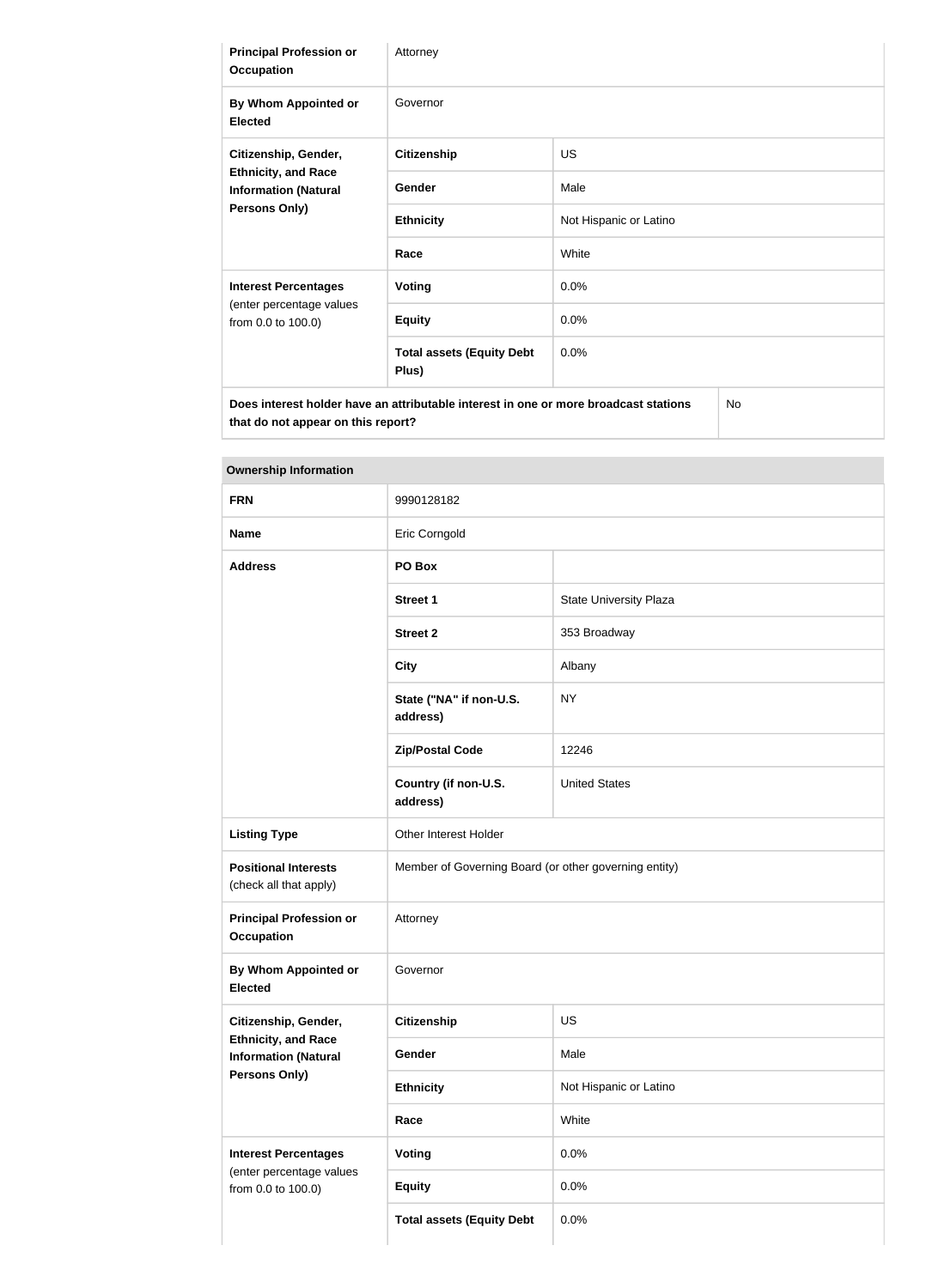| | | |
|---|---|---|
| **Principal Profession or Occupation** | Attorney | |
| **By Whom Appointed or Elected** | Governor | |
| **Citizenship, Gender, Ethnicity, and Race Information (Natural Persons Only)** | **Citizenship** | US |
| | **Gender** | Male |
| | **Ethnicity** | Not Hispanic or Latino |
| | **Race** | White |
| **Interest Percentages** (enter percentage values from 0.0 to 100.0) | **Voting** | 0.0% |
| | **Equity** | 0.0% |
| | **Total assets (Equity Debt Plus)** | 0.0% |
| **Does interest holder have an attributable interest in one or more broadcast stations that do not appear on this report?** | | No |

| **Ownership Information** | | |
|---|---|---|
| **FRN** | 9990128182 | |
| **Name** | Eric Corngold | |
| **Address** | **PO Box** | |
| | **Street 1** | State University Plaza |
| | **Street 2** | 353 Broadway |
| | **City** | Albany |
| | **State ("NA" if non-U.S. address)** | NY |
| | **Zip/Postal Code** | 12246 |
| | **Country (if non-U.S. address)** | United States |
| **Listing Type** | Other Interest Holder | |
| **Positional Interests** (check all that apply) | Member of Governing Board (or other governing entity) | |
| **Principal Profession or Occupation** | Attorney | |
| **By Whom Appointed or Elected** | Governor | |
| **Citizenship, Gender, Ethnicity, and Race Information (Natural Persons Only)** | **Citizenship** | US |
| | **Gender** | Male |
| | **Ethnicity** | Not Hispanic or Latino |
| | **Race** | White |
| **Interest Percentages** (enter percentage values from 0.0 to 100.0) | **Voting** | 0.0% |
| | **Equity** | 0.0% |
| | **Total assets (Equity Debt** | 0.0% |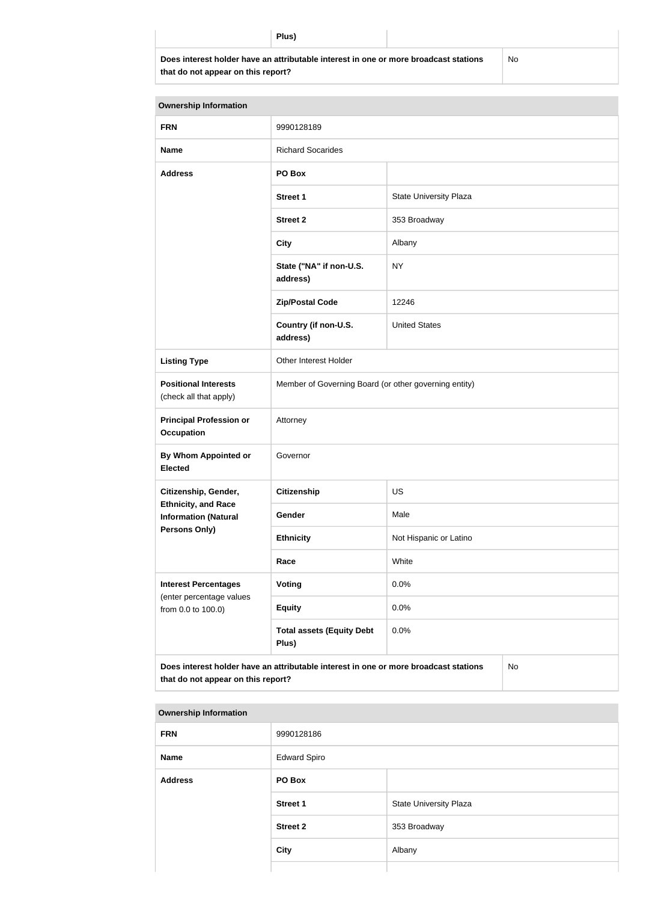| | Plus) | |
|---|---|---|
| **Does interest holder have an attributable interest in one or more broadcast stations that do not appear on this report?** | | No |

| **Ownership Information** | | |
|---|---|---|
| **FRN** | 9990128189 | |
| **Name** | Richard Socarides | |
| **Address** | **PO Box** | |
| | **Street 1** | State University Plaza |
| | **Street 2** | 353 Broadway |
| | **City** | Albany |
| | **State ("NA" if non-U.S. address)** | NY |
| | **Zip/Postal Code** | 12246 |
| | **Country (if non-U.S. address)** | United States |
| **Listing Type** | Other Interest Holder | |
| **Positional Interests** (check all that apply) | Member of Governing Board (or other governing entity) | |
| **Principal Profession or Occupation** | Attorney | |
| **By Whom Appointed or Elected** | Governor | |
| **Citizenship, Gender, Ethnicity, and Race Information (Natural Persons Only)** | **Citizenship** | US |
| | **Gender** | Male |
| | **Ethnicity** | Not Hispanic or Latino |
| | **Race** | White |
| **Interest Percentages** (enter percentage values from 0.0 to 100.0) | **Voting** | 0.0% |
| | **Equity** | 0.0% |
| | **Total assets (Equity Debt Plus)** | 0.0% |
| **Does interest holder have an attributable interest in one or more broadcast stations that do not appear on this report?** | | No |

| **Ownership Information** | | |
|---|---|---|
| **FRN** | 9990128186 | |
| **Name** | Edward Spiro | |
| **Address** | **PO Box** | |
| | **Street 1** | State University Plaza |
| | **Street 2** | 353 Broadway |
| | **City** | Albany |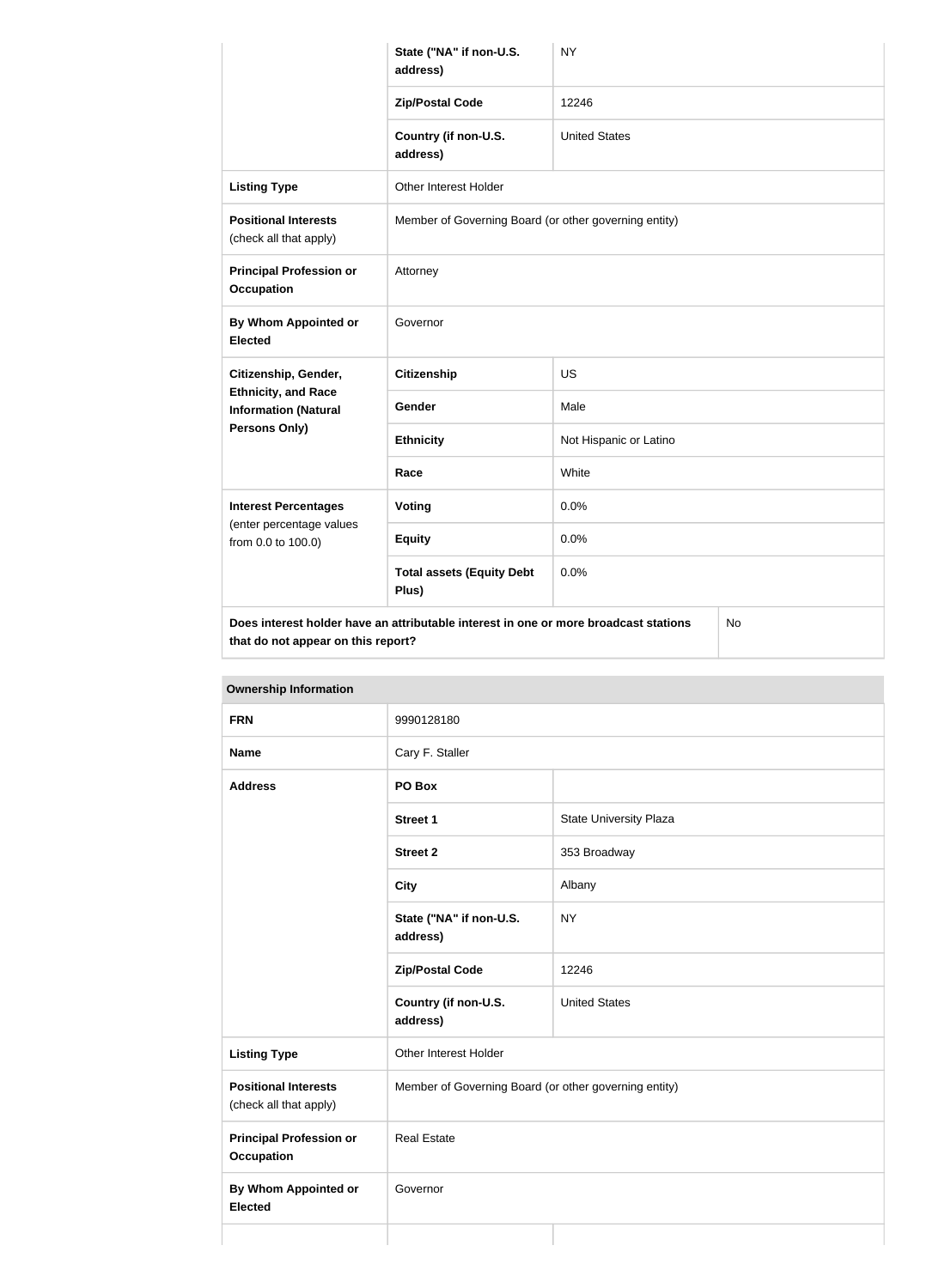| | | |
|---|---|---|
| | **State ("NA" if non-U.S. address)** | NY |
| | **Zip/Postal Code** | 12246 |
| | **Country (if non-U.S. address)** | United States |
| **Listing Type** | Other Interest Holder | |
| **Positional Interests** (check all that apply) | Member of Governing Board (or other governing entity) | |
| **Principal Profession or Occupation** | Attorney | |
| **By Whom Appointed or Elected** | Governor | |
| **Citizenship, Gender, Ethnicity, and Race Information (Natural Persons Only)** | **Citizenship** | US |
| | **Gender** | Male |
| | **Ethnicity** | Not Hispanic or Latino |
| | **Race** | White |
| **Interest Percentages** (enter percentage values from 0.0 to 100.0) | **Voting** | 0.0% |
| | **Equity** | 0.0% |
| | **Total assets (Equity Debt Plus)** | 0.0% |
| **Does interest holder have an attributable interest in one or more broadcast stations that do not appear on this report?** | | No |

| **Ownership Information** | | |
|---|---|---|
| **FRN** | 9990128180 | |
| **Name** | Cary F. Staller | |
| **Address** | **PO Box** | |
| | **Street 1** | State University Plaza |
| | **Street 2** | 353 Broadway |
| | **City** | Albany |
| | **State ("NA" if non-U.S. address)** | NY |
| | **Zip/Postal Code** | 12246 |
| | **Country (if non-U.S. address)** | United States |
| **Listing Type** | Other Interest Holder | |
| **Positional Interests** (check all that apply) | Member of Governing Board (or other governing entity) | |
| **Principal Profession or Occupation** | Real Estate | |
| **By Whom Appointed or Elected** | Governor | |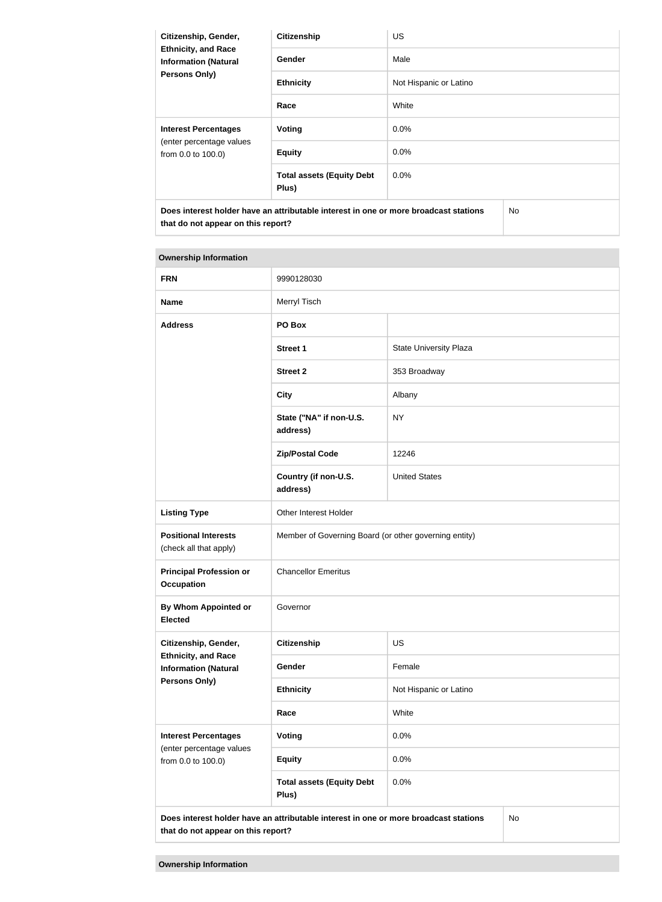| Citizenship, Gender, Ethnicity, and Race Information (Natural Persons Only) | Citizenship | US |
|---|---|---|
| | Gender | Male |
| | Ethnicity | Not Hispanic or Latino |
| | Race | White |
| Interest Percentages (enter percentage values from 0.0 to 100.0) | Voting | 0.0% |
| | Equity | 0.0% |
| | Total assets (Equity Debt Plus) | 0.0% |
| Does interest holder have an attributable interest in one or more broadcast stations that do not appear on this report? | | No |

| Ownership Information | | |
|---|---|---|
| FRN | 9990128030 | |
| Name | Merryl Tisch | |
| Address | PO Box | |
| | Street 1 | State University Plaza |
| | Street 2 | 353 Broadway |
| | City | Albany |
| | State ("NA" if non-U.S. address) | NY |
| | Zip/Postal Code | 12246 |
| | Country (if non-U.S. address) | United States |
| Listing Type | Other Interest Holder | |
| Positional Interests (check all that apply) | Member of Governing Board (or other governing entity) | |
| Principal Profession or Occupation | Chancellor Emeritus | |
| By Whom Appointed or Elected | Governor | |
| Citizenship, Gender, Ethnicity, and Race Information (Natural Persons Only) | Citizenship | US |
| | Gender | Female |
| | Ethnicity | Not Hispanic or Latino |
| | Race | White |
| Interest Percentages (enter percentage values from 0.0 to 100.0) | Voting | 0.0% |
| | Equity | 0.0% |
| | Total assets (Equity Debt Plus) | 0.0% |
| Does interest holder have an attributable interest in one or more broadcast stations that do not appear on this report? | | No |

**Ownership Information**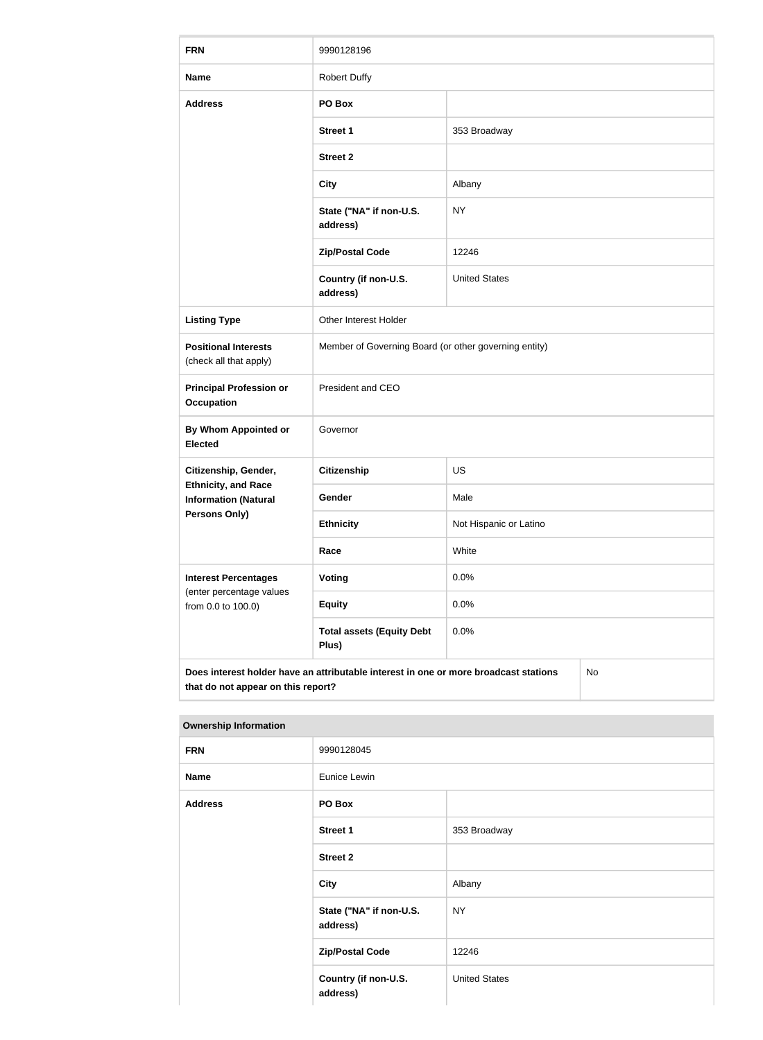| FRN | 9990128196 | |
|---|---|---|
| Name | Robert Duffy | |
| Address | PO Box | |
| | Street 1 | 353 Broadway |
| | Street 2 | |
| | City | Albany |
| | State ("NA" if non-U.S. address) | NY |
| | Zip/Postal Code | 12246 |
| | Country (if non-U.S. address) | United States |
| Listing Type | Other Interest Holder | |
| Positional Interests (check all that apply) | Member of Governing Board (or other governing entity) | |
| Principal Profession or Occupation | President and CEO | |
| By Whom Appointed or Elected | Governor | |
| Citizenship, Gender, Ethnicity, and Race Information (Natural Persons Only) | Citizenship | US |
| | Gender | Male |
| | Ethnicity | Not Hispanic or Latino |
| | Race | White |
| Interest Percentages (enter percentage values from 0.0 to 100.0) | Voting | 0.0% |
| | Equity | 0.0% |
| | Total assets (Equity Debt Plus) | 0.0% |
| Does interest holder have an attributable interest in one or more broadcast stations that do not appear on this report? | | No |

**Ownership Information**

| FRN | 9990128045 | |
|---|---|---|
| Name | Eunice Lewin | |
| Address | PO Box | |
| | Street 1 | 353 Broadway |
| | Street 2 | |
| | City | Albany |
| | State ("NA" if non-U.S. address) | NY |
| | Zip/Postal Code | 12246 |
| | Country (if non-U.S. address) | United States |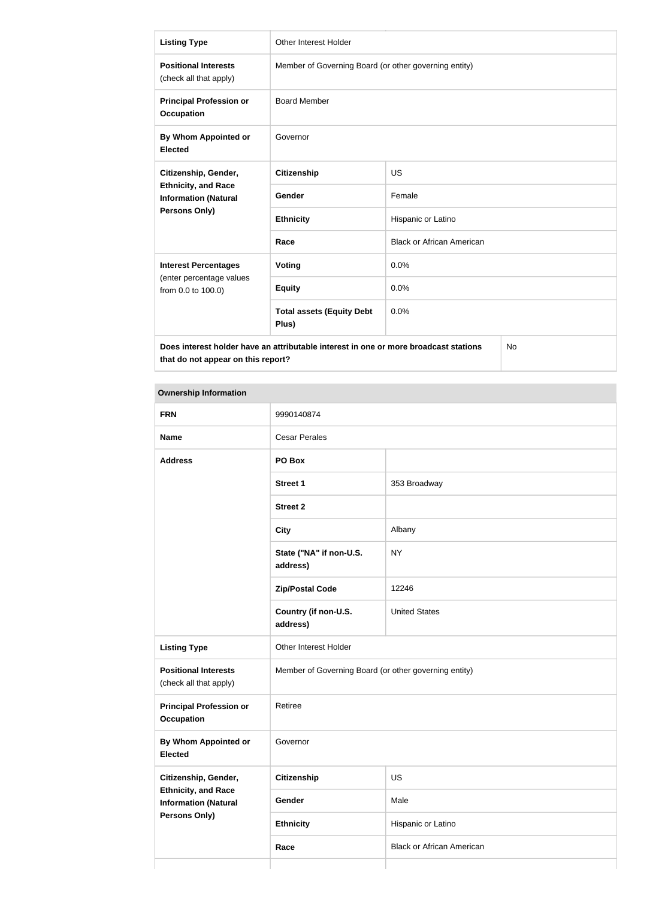| Listing Type | Other Interest Holder | |
|---|---|---|
| **Positional Interests** (check all that apply) | Member of Governing Board (or other governing entity) | |
| **Principal Profession or Occupation** | Board Member | |
| **By Whom Appointed or Elected** | Governor | |
| **Citizenship, Gender, Ethnicity, and Race Information (Natural Persons Only)** | **Citizenship** | US |
| | **Gender** | Female |
| | **Ethnicity** | Hispanic or Latino |
| | **Race** | Black or African American |
| **Interest Percentages** (enter percentage values from 0.0 to 100.0) | **Voting** | 0.0% |
| | **Equity** | 0.0% |
| | **Total assets (Equity Debt Plus)** | 0.0% |
| **Does interest holder have an attributable interest in one or more broadcast stations that do not appear on this report?** | | No |

| Ownership Information | | |
|---|---|---|
| **FRN** | 9990140874 | |
| **Name** | Cesar Perales | |
| **Address** | **PO Box** | |
| | **Street 1** | 353 Broadway |
| | **Street 2** | |
| | **City** | Albany |
| | **State ("NA" if non-U.S. address)** | NY |
| | **Zip/Postal Code** | 12246 |
| | **Country (if non-U.S. address)** | United States |
| **Listing Type** | Other Interest Holder | |
| **Positional Interests** (check all that apply) | Member of Governing Board (or other governing entity) | |
| **Principal Profession or Occupation** | Retiree | |
| **By Whom Appointed or Elected** | Governor | |
| **Citizenship, Gender, Ethnicity, and Race Information (Natural Persons Only)** | **Citizenship** | US |
| | **Gender** | Male |
| | **Ethnicity** | Hispanic or Latino |
| | **Race** | Black or African American |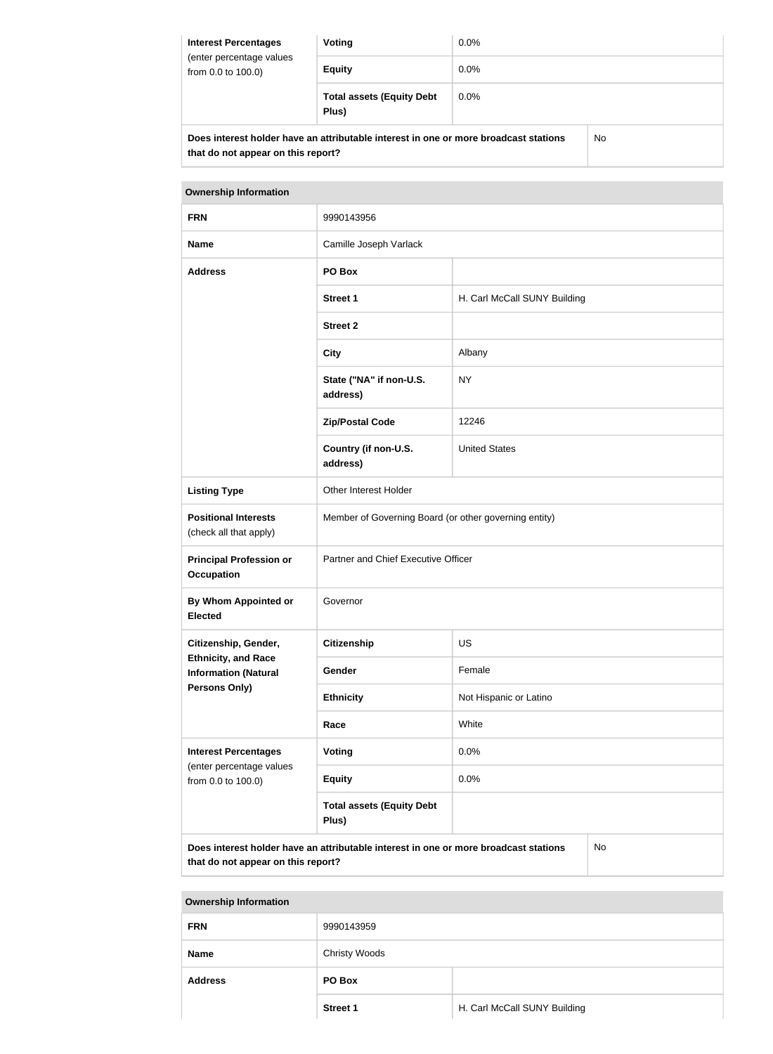| Interest Percentages (enter percentage values from 0.0 to 100.0) | Voting | 0.0% |
|---|---|---|
| | Equity | 0.0% |
| | Total assets (Equity Debt Plus) | 0.0% |

| Does interest holder have an attributable interest in one or more broadcast stations that do not appear on this report? | No |
|---|---|

| Ownership Information | | |
|---|---|---|
| FRN | 9990143956 | |
| Name | Camille Joseph Varlack | |
| Address | PO Box | |
| | Street 1 | H. Carl McCall SUNY Building |
| | Street 2 | |
| | City | Albany |
| | State ("NA" if non-U.S. address) | NY |
| | Zip/Postal Code | 12246 |
| | Country (if non-U.S. address) | United States |
| Listing Type | Other Interest Holder | |
| Positional Interests (check all that apply) | Member of Governing Board (or other governing entity) | |
| Principal Profession or Occupation | Partner and Chief Executive Officer | |
| By Whom Appointed or Elected | Governor | |
| Citizenship, Gender, Ethnicity, and Race Information (Natural Persons Only) | Citizenship | US |
| | Gender | Female |
| | Ethnicity | Not Hispanic or Latino |
| | Race | White |
| Interest Percentages (enter percentage values from 0.0 to 100.0) | Voting | 0.0% |
| | Equity | 0.0% |
| | Total assets (Equity Debt Plus) | |

| Does interest holder have an attributable interest in one or more broadcast stations that do not appear on this report? | No |
|---|---|

| Ownership Information | | |
|---|---|---|
| FRN | 9990143959 | |
| Name | Christy Woods | |
| Address | PO Box | |
| | Street 1 | H. Carl McCall SUNY Building |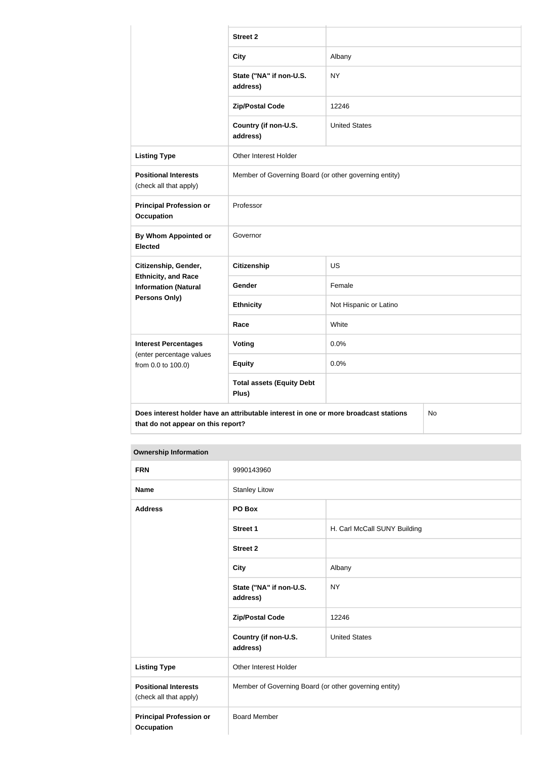| | | |
|---|---|---|
| | **Street 2** | |
| | **City** | Albany |
| | **State ("NA" if non-U.S. address)** | NY |
| | **Zip/Postal Code** | 12246 |
| | **Country (if non-U.S. address)** | United States |
| **Listing Type** | Other Interest Holder | |
| **Positional Interests** (check all that apply) | Member of Governing Board (or other governing entity) | |
| **Principal Profession or Occupation** | Professor | |
| **By Whom Appointed or Elected** | Governor | |
| **Citizenship, Gender, Ethnicity, and Race Information (Natural Persons Only)** | **Citizenship** | US |
| | **Gender** | Female |
| | **Ethnicity** | Not Hispanic or Latino |
| | **Race** | White |
| **Interest Percentages** (enter percentage values from 0.0 to 100.0) | **Voting** | 0.0% |
| | **Equity** | 0.0% |
| | **Total assets (Equity Debt Plus)** | |
| **Does interest holder have an attributable interest in one or more broadcast stations that do not appear on this report?** | | No |

| **Ownership Information** | | |
|---|---|---|
| **FRN** | 9990143960 | |
| **Name** | Stanley Litow | |
| **Address** | **PO Box** | |
| | **Street 1** | H. Carl McCall SUNY Building |
| | **Street 2** | |
| | **City** | Albany |
| | **State ("NA" if non-U.S. address)** | NY |
| | **Zip/Postal Code** | 12246 |
| | **Country (if non-U.S. address)** | United States |
| **Listing Type** | Other Interest Holder | |
| **Positional Interests** (check all that apply) | Member of Governing Board (or other governing entity) | |
| **Principal Profession or Occupation** | Board Member | |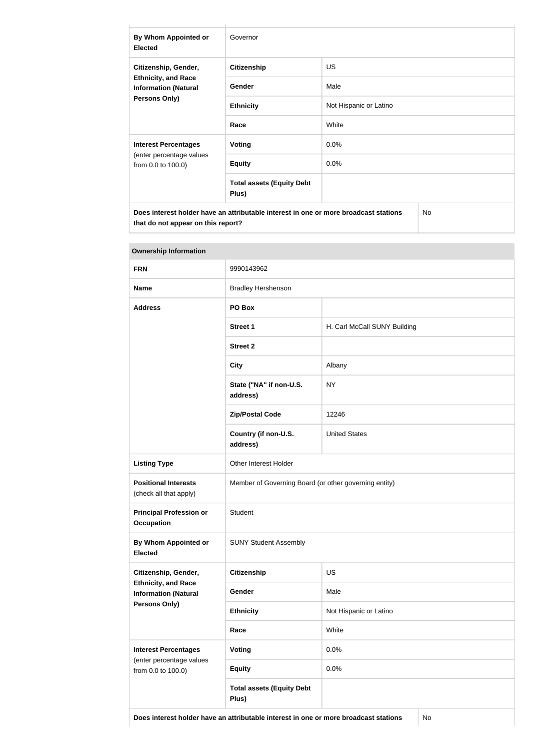| By Whom Appointed or Elected | Governor | |
|---|---|---|
| Citizenship, Gender, Ethnicity, and Race Information (Natural Persons Only) | Citizenship | US |
| | Gender | Male |
| | Ethnicity | Not Hispanic or Latino |
| | Race | White |
| Interest Percentages (enter percentage values from 0.0 to 100.0) | Voting | 0.0% |
| | Equity | 0.0% |
| | Total assets (Equity Debt Plus) | |
| Does interest holder have an attributable interest in one or more broadcast stations that do not appear on this report? | | No |

| Ownership Information | | |
|---|---|---|
| FRN | 9990143962 | |
| Name | Bradley Hershenson | |
| Address | PO Box | |
| | Street 1 | H. Carl McCall SUNY Building |
| | Street 2 | |
| | City | Albany |
| | State ("NA" if non-U.S. address) | NY |
| | Zip/Postal Code | 12246 |
| | Country (if non-U.S. address) | United States |
| Listing Type | Other Interest Holder | |
| Positional Interests (check all that apply) | Member of Governing Board (or other governing entity) | |
| Principal Profession or Occupation | Student | |
| By Whom Appointed or Elected | SUNY Student Assembly | |
| Citizenship, Gender, Ethnicity, and Race Information (Natural Persons Only) | Citizenship | US |
| | Gender | Male |
| | Ethnicity | Not Hispanic or Latino |
| | Race | White |
| Interest Percentages (enter percentage values from 0.0 to 100.0) | Voting | 0.0% |
| | Equity | 0.0% |
| | Total assets (Equity Debt Plus) | |
| Does interest holder have an attributable interest in one or more broadcast stations | | No |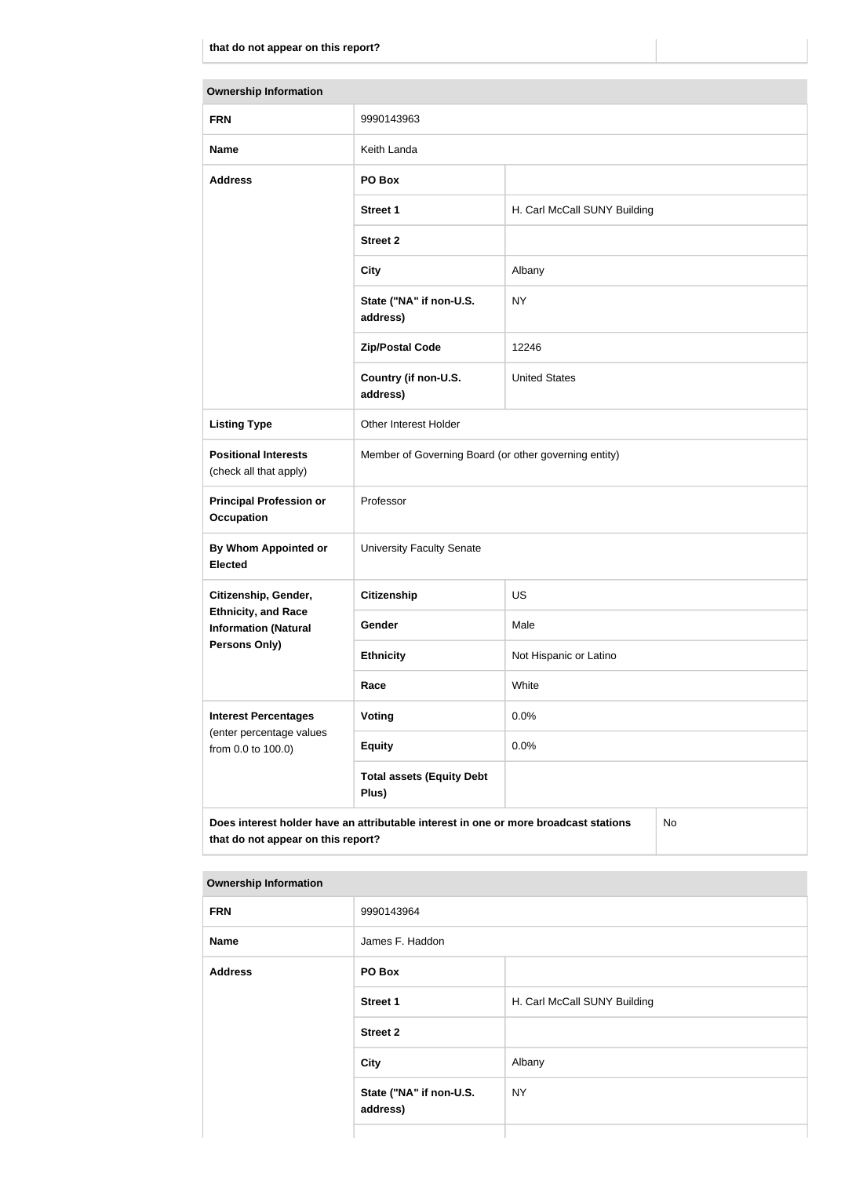| that do not appear on this report? | |
|---|---|

| Ownership Information | | |
|---|---|---|
| **FRN** | 9990143963 | |
| **Name** | Keith Landa | |
| **Address** | **PO Box** | |
| | **Street 1** | H. Carl McCall SUNY Building |
| | **Street 2** | |
| | **City** | Albany |
| | **State ("NA" if non-U.S. address)** | NY |
| | **Zip/Postal Code** | 12246 |
| | **Country (if non-U.S. address)** | United States |
| **Listing Type** | Other Interest Holder | |
| **Positional Interests** (check all that apply) | Member of Governing Board (or other governing entity) | |
| **Principal Profession or Occupation** | Professor | |
| **By Whom Appointed or Elected** | University Faculty Senate | |
| **Citizenship, Gender, Ethnicity, and Race Information (Natural Persons Only)** | **Citizenship** | US |
| | **Gender** | Male |
| | **Ethnicity** | Not Hispanic or Latino |
| | **Race** | White |
| **Interest Percentages** (enter percentage values from 0.0 to 100.0) | **Voting** | 0.0% |
| | **Equity** | 0.0% |
| | **Total assets (Equity Debt Plus)** | |
| **Does interest holder have an attributable interest in one or more broadcast stations that do not appear on this report?** | | No |

| Ownership Information | | |
|---|---|---|
| **FRN** | 9990143964 | |
| **Name** | James F. Haddon | |
| **Address** | **PO Box** | |
| | **Street 1** | H. Carl McCall SUNY Building |
| | **Street 2** | |
| | **City** | Albany |
| | **State ("NA" if non-U.S. address)** | NY |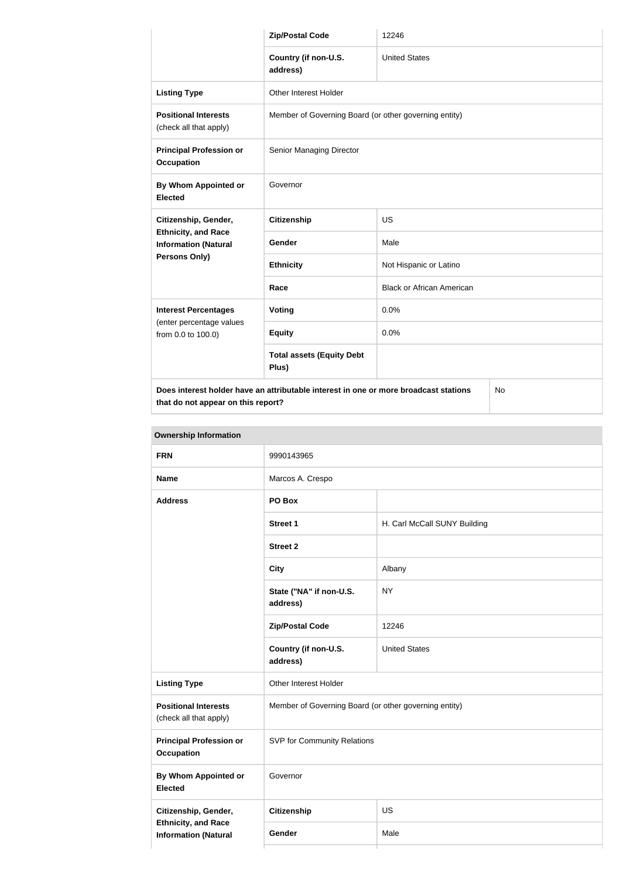| | | |
|---|---|---|
| | **Zip/Postal Code** | 12246 |
| | **Country (if non-U.S. address)** | United States |
| **Listing Type** | Other Interest Holder | |
| **Positional Interests** (check all that apply) | Member of Governing Board (or other governing entity) | |
| **Principal Profession or Occupation** | Senior Managing Director | |
| **By Whom Appointed or Elected** | Governor | |
| **Citizenship, Gender, Ethnicity, and Race Information (Natural Persons Only)** | **Citizenship** | US |
| | **Gender** | Male |
| | **Ethnicity** | Not Hispanic or Latino |
| | **Race** | Black or African American |
| **Interest Percentages** (enter percentage values from 0.0 to 100.0) | **Voting** | 0.0% |
| | **Equity** | 0.0% |
| | **Total assets (Equity Debt Plus)** | |
| **Does interest holder have an attributable interest in one or more broadcast stations that do not appear on this report?** | | No |

| **Ownership Information** | | |
|---|---|---|
| **FRN** | 9990143965 | |
| **Name** | Marcos A. Crespo | |
| **Address** | **PO Box** | |
| | **Street 1** | H. Carl McCall SUNY Building |
| | **Street 2** | |
| | **City** | Albany |
| | **State ("NA" if non-U.S. address)** | NY |
| | **Zip/Postal Code** | 12246 |
| | **Country (if non-U.S. address)** | United States |
| **Listing Type** | Other Interest Holder | |
| **Positional Interests** (check all that apply) | Member of Governing Board (or other governing entity) | |
| **Principal Profession or Occupation** | SVP for Community Relations | |
| **By Whom Appointed or Elected** | Governor | |
| **Citizenship, Gender, Ethnicity, and Race Information (Natural** | **Citizenship** | US |
| | **Gender** | Male |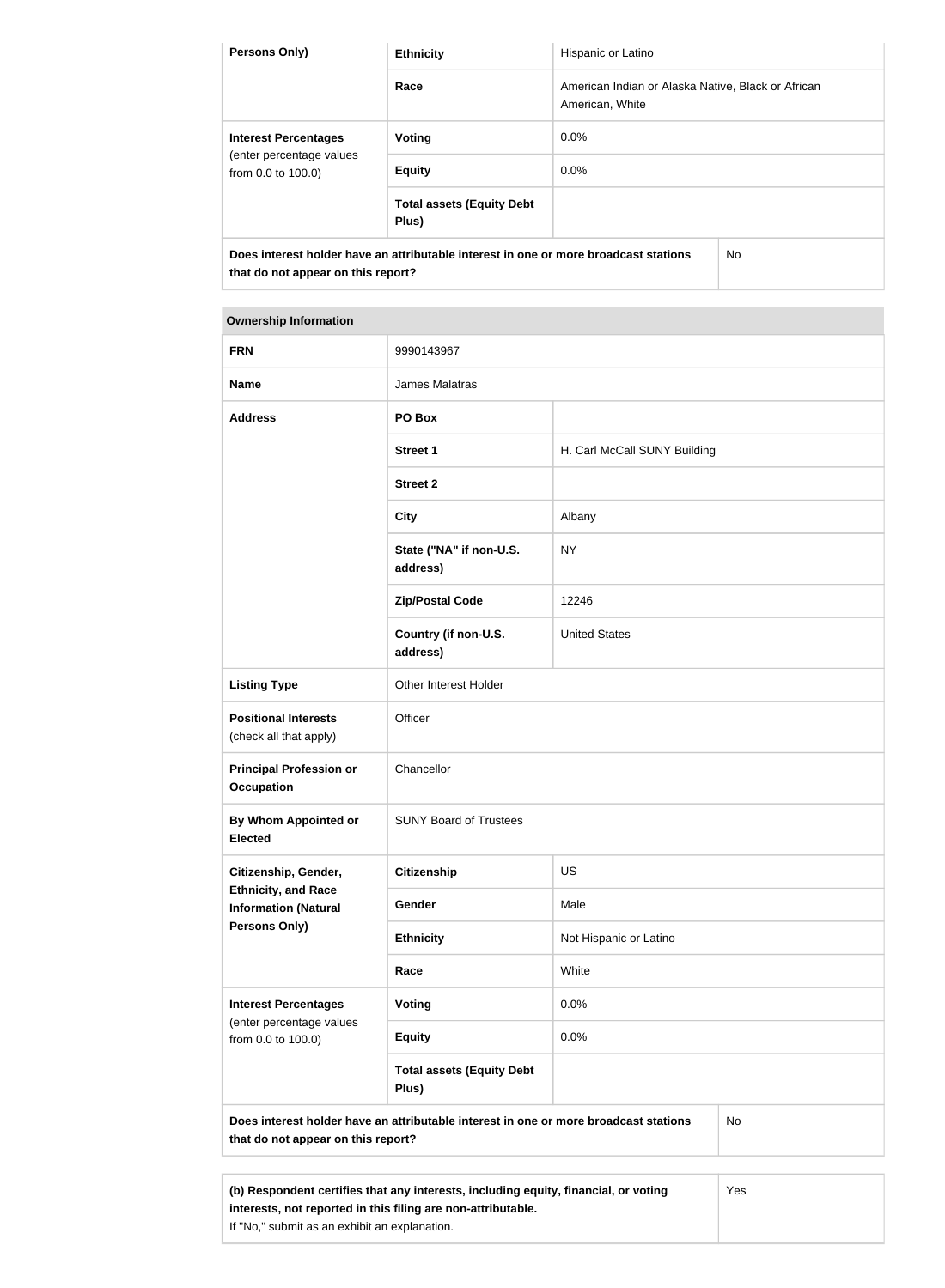| Persons Only) | Ethnicity | Hispanic or Latino |
|---|---|---|
| | Race | American Indian or Alaska Native, Black or African American, White |
| Interest Percentages (enter percentage values from 0.0 to 100.0) | Voting | 0.0% |
| | Equity | 0.0% |
| | Total assets (Equity Debt Plus) | |
| Does interest holder have an attributable interest in one or more broadcast stations that do not appear on this report? | | No |

| Ownership Information | | |
|---|---|---|
| FRN | 9990143967 | |
| Name | James Malatras | |
| Address | PO Box | |
| | Street 1 | H. Carl McCall SUNY Building |
| | Street 2 | |
| | City | Albany |
| | State ("NA" if non-U.S. address) | NY |
| | Zip/Postal Code | 12246 |
| | Country (if non-U.S. address) | United States |
| Listing Type | Other Interest Holder | |
| Positional Interests (check all that apply) | Officer | |
| Principal Profession or Occupation | Chancellor | |
| By Whom Appointed or Elected | SUNY Board of Trustees | |
| Citizenship, Gender, Ethnicity, and Race Information (Natural Persons Only) | Citizenship | US |
| | Gender | Male |
| | Ethnicity | Not Hispanic or Latino |
| | Race | White |
| Interest Percentages (enter percentage values from 0.0 to 100.0) | Voting | 0.0% |
| | Equity | 0.0% |
| | Total assets (Equity Debt Plus) | |
| Does interest holder have an attributable interest in one or more broadcast stations that do not appear on this report? | | No |

| (b) Respondent certifies that any interests, including equity, financial, or voting interests, not reported in this filing are non-attributable. If "No," submit as an exhibit an explanation. | Yes |
|---|---|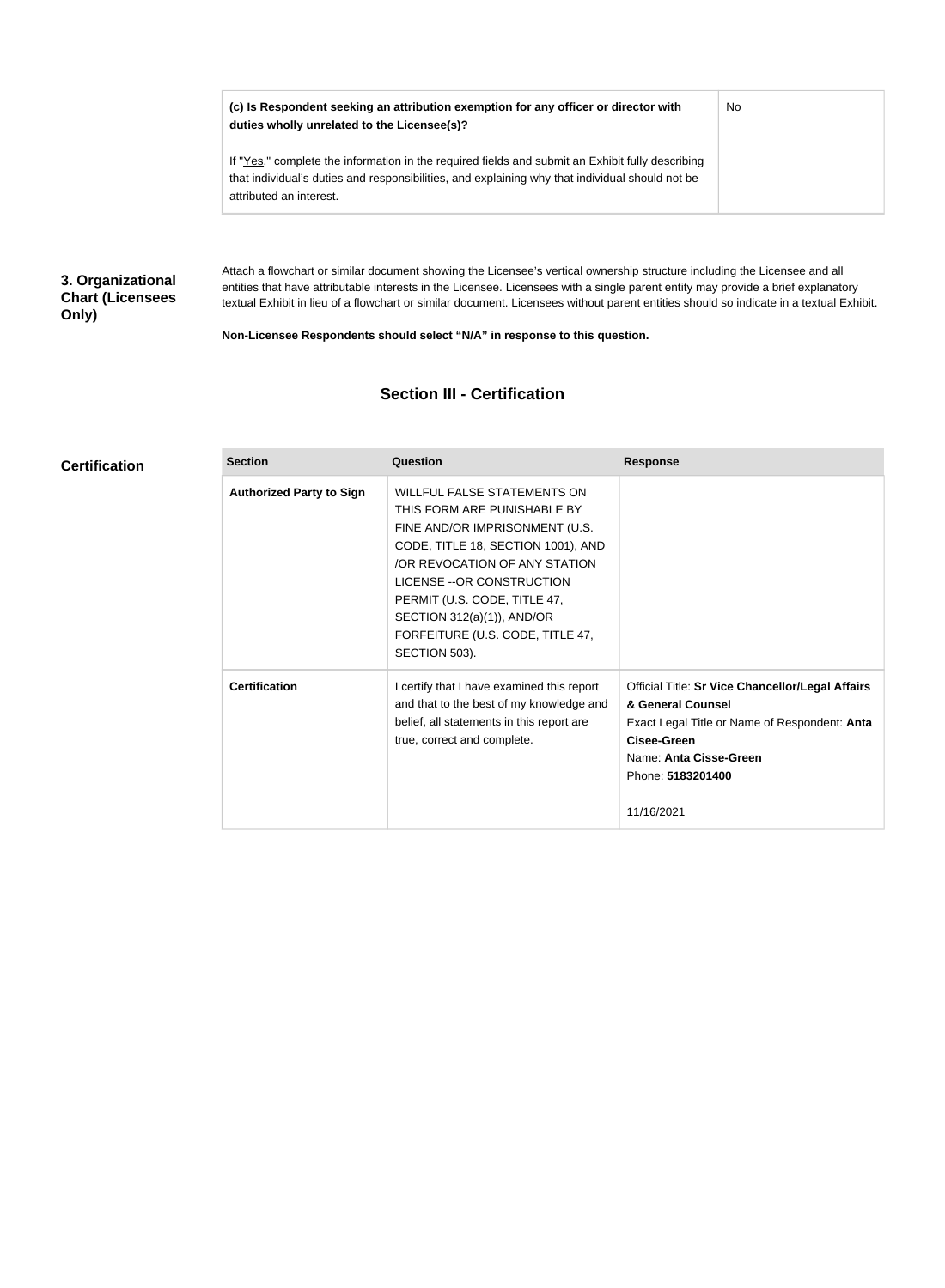| | |
|---|---|
| **(c) Is Respondent seeking an attribution exemption for any officer or director with duties wholly unrelated to the Licensee(s)?**<br><br>If "Yes," complete the information in the required fields and submit an Exhibit fully describing that individual's duties and responsibilities, and explaining why that individual should not be attributed an interest. | No |

**3. Organizational Chart (Licensees Only)**

Attach a flowchart or similar document showing the Licensee's vertical ownership structure including the Licensee and all entities that have attributable interests in the Licensee. Licensees with a single parent entity may provide a brief explanatory textual Exhibit in lieu of a flowchart or similar document. Licensees without parent entities should so indicate in a textual Exhibit.

**Non-Licensee Respondents should select "N/A" in response to this question.**

## Section III - Certification

**Certification**

| Section | Question | Response |
|---|---|---|
| **Authorized Party to Sign** | WILLFUL FALSE STATEMENTS ON THIS FORM ARE PUNISHABLE BY FINE AND/OR IMPRISONMENT (U.S. CODE, TITLE 18, SECTION 1001), AND /OR REVOCATION OF ANY STATION LICENSE --OR CONSTRUCTION PERMIT (U.S. CODE, TITLE 47, SECTION 312(a)(1)), AND/OR FORFEITURE (U.S. CODE, TITLE 47, SECTION 503). | |
| **Certification** | I certify that I have examined this report and that to the best of my knowledge and belief, all statements in this report are true, correct and complete. | Official Title: **Sr Vice Chancellor/Legal Affairs & General Counsel**<br>Exact Legal Title or Name of Respondent: **Anta Cisee-Green**<br>Name: **Anta Cisse-Green**<br>Phone: **5183201400**<br><br>11/16/2021 |